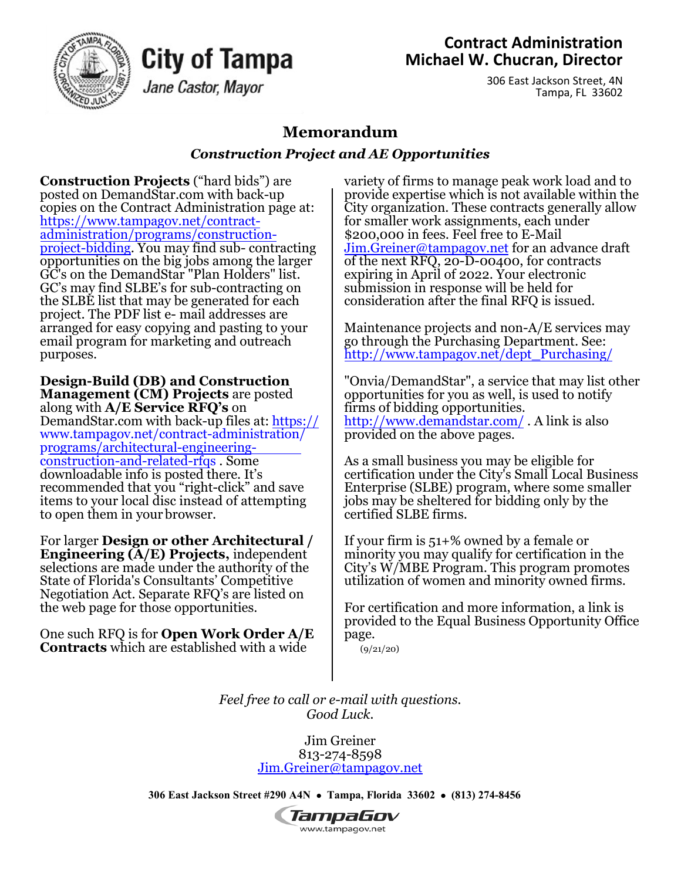**City of Tampa**

*Jane Castor, Mayor*

**Contract Administration**
**Michael W. Chucran, Director**

306 East Jackson Street, 4N
Tampa, FL 33602

# Memorandum

## *Construction Project and AE Opportunities*

**Construction Projects** ("hard bids") are posted on DemandStar.com with back-up copies on the Contract Administration page at: https://www.tampagov.net/contract-administration/programs/construction-project-bidding. You may find sub- contracting opportunities on the big jobs among the larger GC's on the DemandStar "Plan Holders" list. GC's may find SLBE's for sub-contracting on the SLBE list that may be generated for each project. The PDF list e- mail addresses are arranged for easy copying and pasting to your email program for marketing and outreach purposes.

**Design-Build (DB) and Construction Management (CM) Projects** are posted along with **A/E Service RFQ's** on DemandStar.com with back-up files at: https://www.tampagov.net/contract-administration/programs/architectural-engineering-construction-and-related-rfqs . Some downloadable info is posted there. It's recommended that you "right-click" and save items to your local disc instead of attempting to open them in your browser.

For larger **Design or other Architectural / Engineering (A/E) Projects,** independent selections are made under the authority of the State of Florida's Consultants' Competitive Negotiation Act. Separate RFQ's are listed on the web page for those opportunities.

One such RFQ is for **Open Work Order A/E Contracts** which are established with a wide variety of firms to manage peak work load and to provide expertise which is not available within the City organization. These contracts generally allow for smaller work assignments, each under $200,000 in fees. Feel free to E-Mail Jim.Greiner@tampagov.net for an advance draft of the next RFQ, 20-D-00400, for contracts expiring in April of 2022. Your electronic submission in response will be held for consideration after the final RFQ is issued.

Maintenance projects and non-A/E services may go through the Purchasing Department. See: http://www.tampagov.net/dept_Purchasing/

"Onvia/DemandStar", a service that may list other opportunities for you as well, is used to notify firms of bidding opportunities. http://www.demandstar.com/ . A link is also provided on the above pages.

As a small business you may be eligible for certification under the City's Small Local Business Enterprise (SLBE) program, where some smaller jobs may be sheltered for bidding only by the certified SLBE firms.

If your firm is 51+% owned by a female or minority you may qualify for certification in the City's W/MBE Program. This program promotes utilization of women and minority owned firms.

For certification and more information, a link is provided to the Equal Business Opportunity Office page.

(9/21/20)

*Feel free to call or e-mail with questions.*
*Good Luck.*

Jim Greiner
813-274-8598
Jim.Greiner@tampagov.net

**306 East Jackson Street #290 A4N • Tampa, Florida 33602 • (813) 274-8456**

TampaGov
www.tampagov.net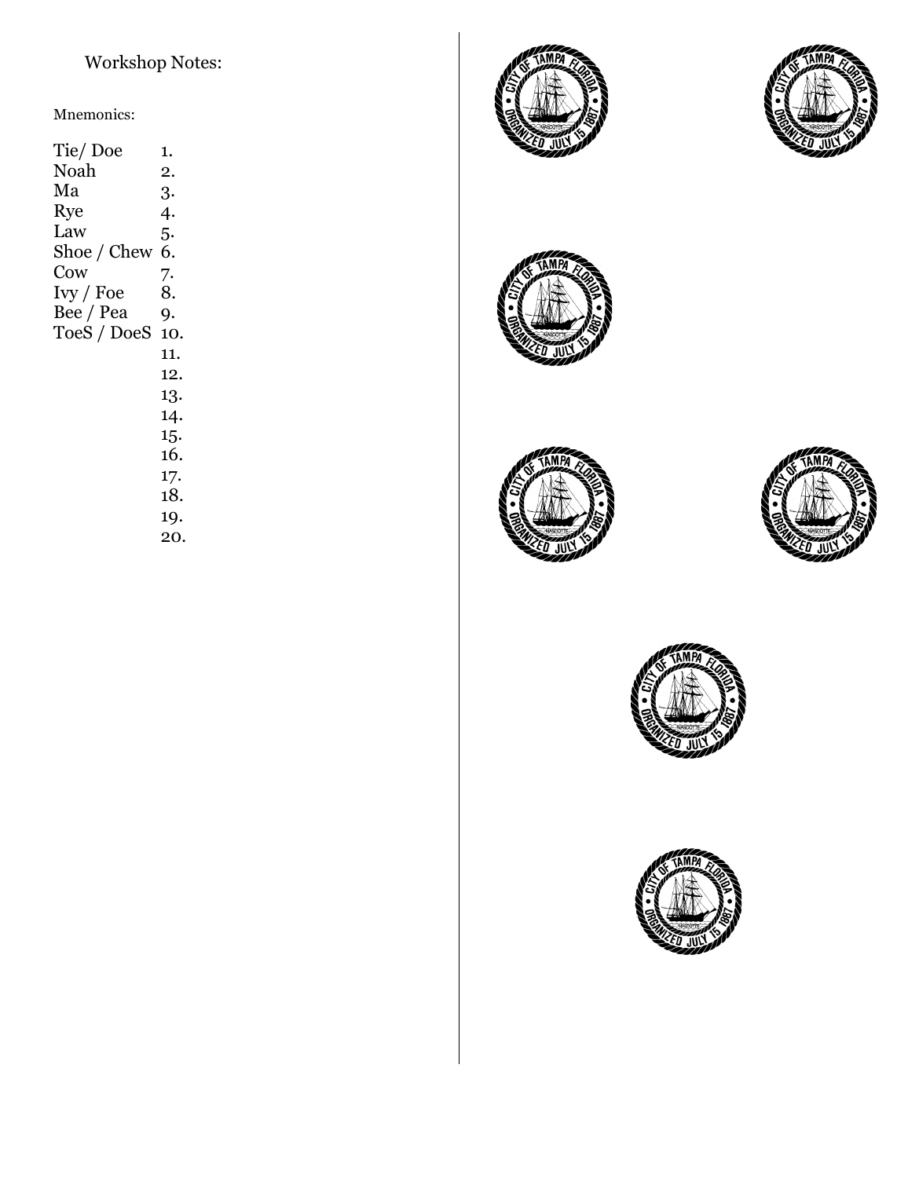Workshop Notes:

Mnemonics:

| | |
|---|---|
| Tie/ Doe | 1. |
| Noah | 2. |
| Ma | 3. |
| Rye | 4. |
| Law | 5. |
| Shoe / Chew | 6. |
| Cow | 7. |
| Ivy / Foe | 8. |
| Bee / Pea | 9. |
| ToeS / DoeS | 10. |
| | 11. |
| | 12. |
| | 13. |
| | 14. |
| | 15. |
| | 16. |
| | 17. |
| | 18. |
| | 19. |
| | 20. |